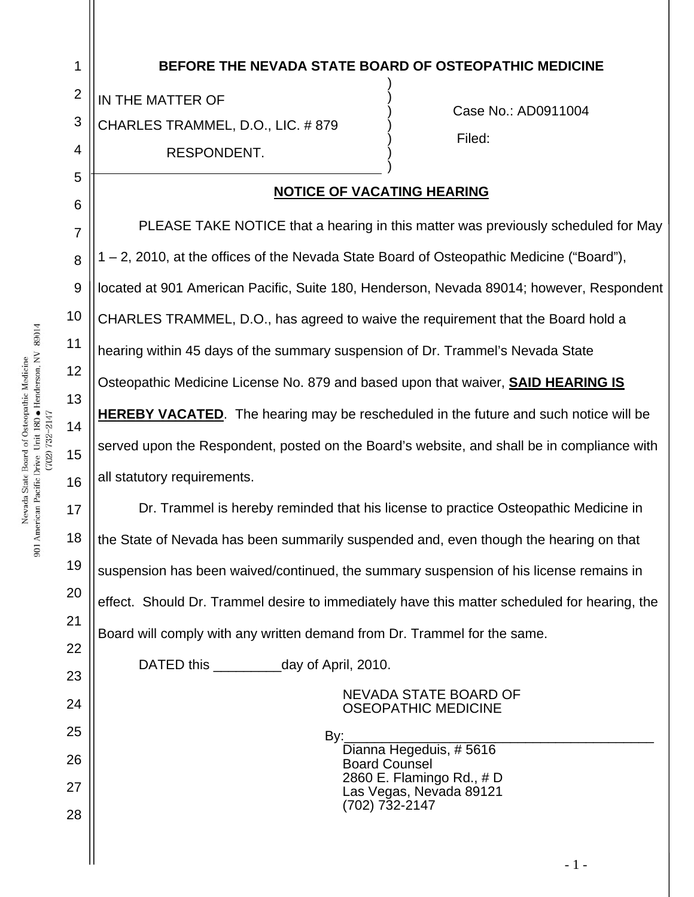**BEFORE THE NEVADA STATE BOARD OF OSTEOPATHIC MEDICINE**

IN THE MATTER OF
CHARLES TRAMMEL, D.O., LIC. # 879
RESPONDENT.

Case No.: AD0911004
Filed:

**NOTICE OF VACATING HEARING**

PLEASE TAKE NOTICE that a hearing in this matter was previously scheduled for May 1 – 2, 2010, at the offices of the Nevada State Board of Osteopathic Medicine ("Board"), located at 901 American Pacific, Suite 180, Henderson, Nevada 89014; however, Respondent CHARLES TRAMMEL, D.O., has agreed to waive the requirement that the Board hold a hearing within 45 days of the summary suspension of Dr. Trammel's Nevada State Osteopathic Medicine License No. 879 and based upon that waiver, **SAID HEARING IS HEREBY VACATED**. The hearing may be rescheduled in the future and such notice will be served upon the Respondent, posted on the Board's website, and shall be in compliance with all statutory requirements.

Dr. Trammel is hereby reminded that his license to practice Osteopathic Medicine in the State of Nevada has been summarily suspended and, even though the hearing on that suspension has been waived/continued, the summary suspension of his license remains in effect. Should Dr. Trammel desire to immediately have this matter scheduled for hearing, the Board will comply with any written demand from Dr. Trammel for the same.

DATED this _________day of April, 2010.

NEVADA STATE BOARD OF
OSEOPATHIC MEDICINE

By:________________________________________
Dianna Hegeduis, # 5616
Board Counsel
2860 E. Flamingo Rd., # D
Las Vegas, Nevada 89121
(702) 732-2147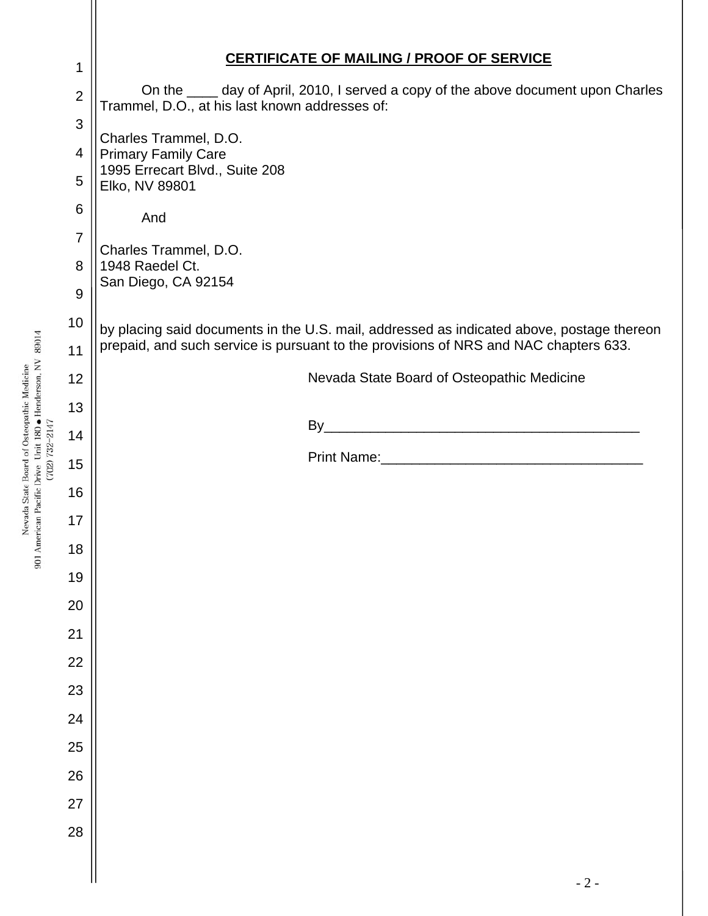**CERTIFICATE OF MAILING / PROOF OF SERVICE**

On the ____ day of April, 2010, I served a copy of the above document upon Charles Trammel, D.O., at his last known addresses of:

Charles Trammel, D.O.
Primary Family Care
1995 Errecart Blvd., Suite 208
Elko, NV 89801

And

Charles Trammel, D.O.
1948 Raedel Ct.
San Diego, CA 92154

by placing said documents in the U.S. mail, addressed as indicated above, postage thereon prepaid, and such service is pursuant to the provisions of NRS and NAC chapters 633.

Nevada State Board of Osteopathic Medicine

By________________________________________

Print Name:__________________________________